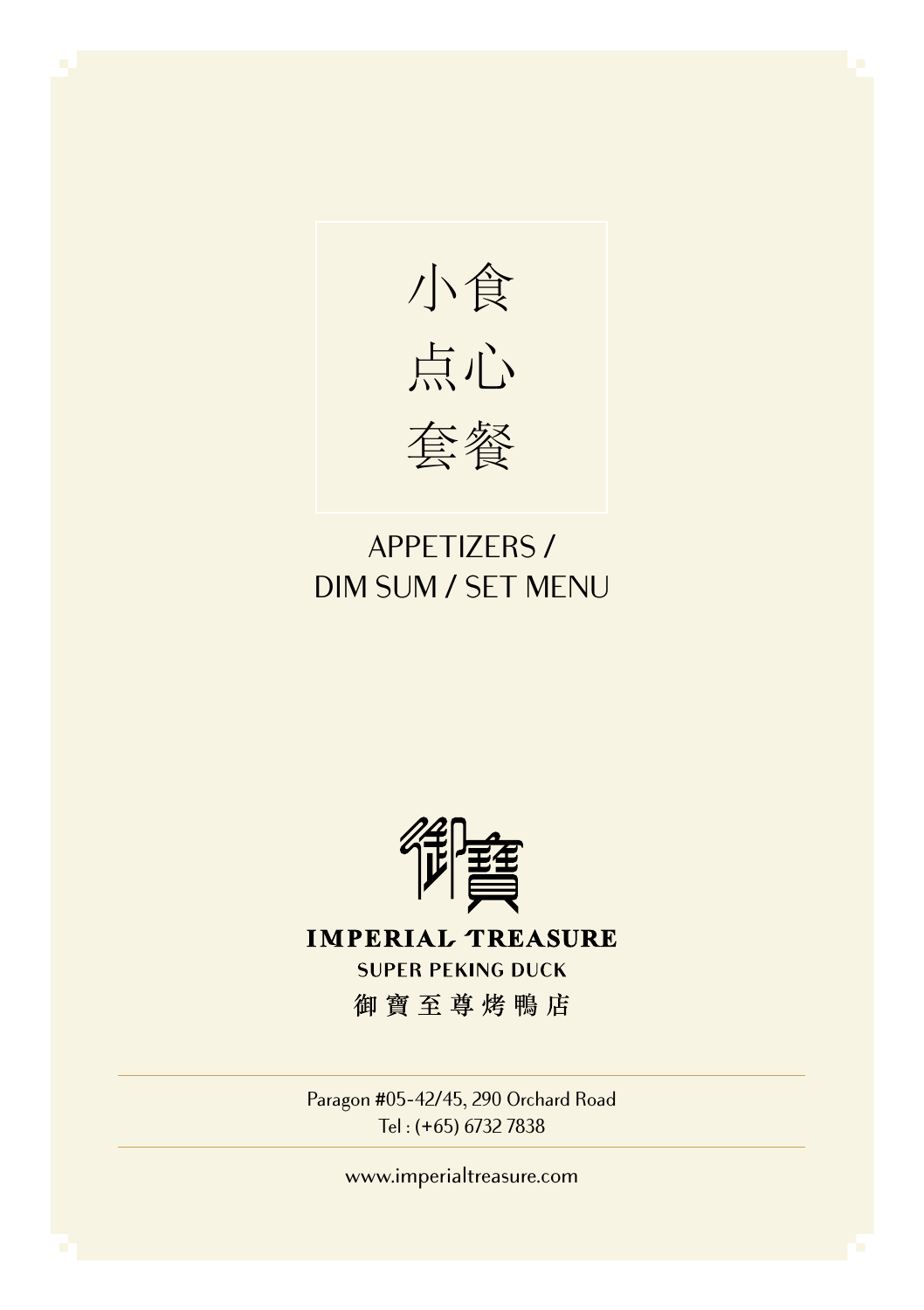# 小食
# 点心
# 套餐

## APPETIZERS / DIM SUM / SET MENU

御寶

**IMPERIAL TREASURE**

SUPER PEKING DUCK

御 寶 至 尊 烤 鴨 店

Paragon #05-42/45, 290 Orchard Road
Tel : (+65) 6732 7838

www.imperialtreasure.com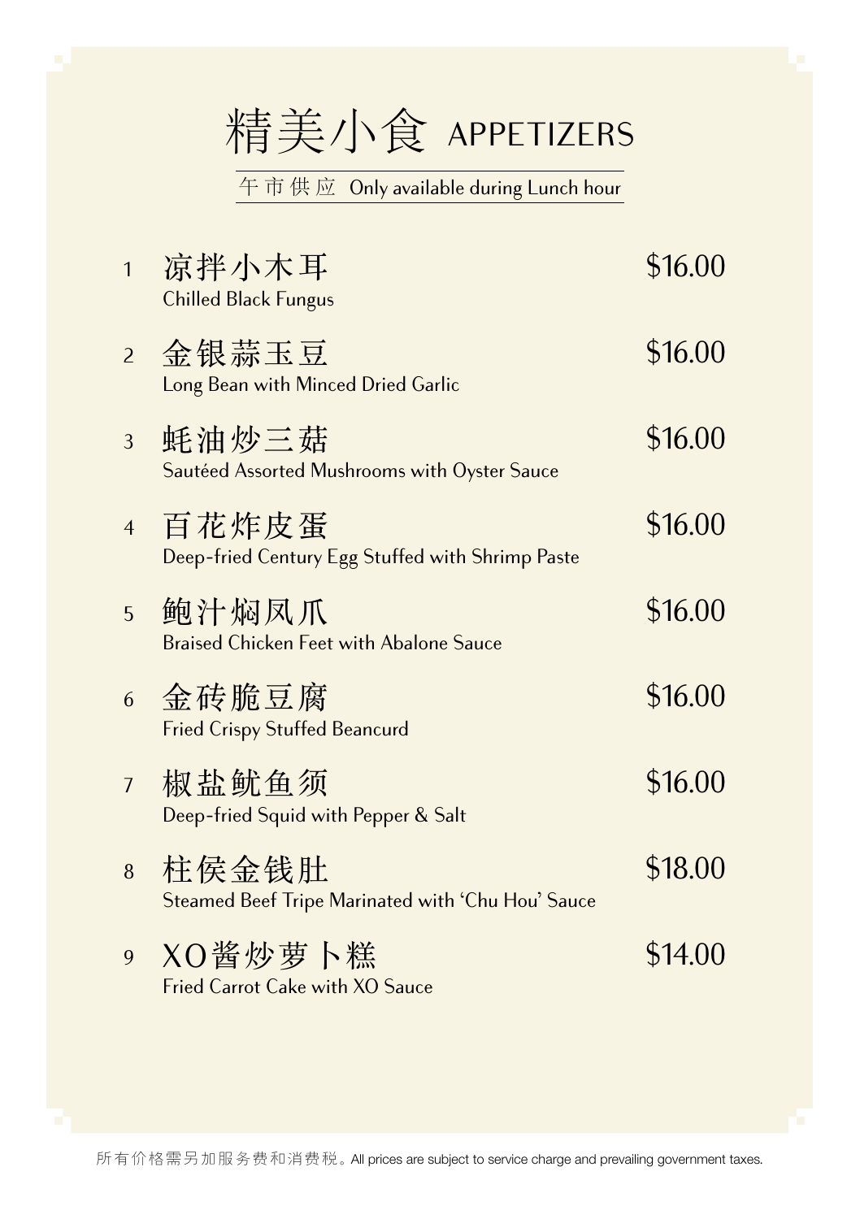# 精美小食 APPETIZERS

午市供应 Only available during Lunch hour

| No. | Item | Price |
|---|---|---|
| 1 | 凉拌小木耳<br>Chilled Black Fungus | $16.00 |
| 2 | 金银蒜玉豆<br>Long Bean with Minced Dried Garlic | $16.00 |
| 3 | 蚝油炒三菇<br>Sautéed Assorted Mushrooms with Oyster Sauce | $16.00 |
| 4 | 百花炸皮蛋<br>Deep-fried Century Egg Stuffed with Shrimp Paste | $16.00 |
| 5 | 鲍汁焖凤爪<br>Braised Chicken Feet with Abalone Sauce | $16.00 |
| 6 | 金砖脆豆腐<br>Fried Crispy Stuffed Beancurd | $16.00 |
| 7 | 椒盐鱿鱼须<br>Deep-fried Squid with Pepper & Salt | $16.00 |
| 8 | 柱侯金钱肚<br>Steamed Beef Tripe Marinated with 'Chu Hou' Sauce | $18.00 |
| 9 | XO酱炒萝卜糕<br>Fried Carrot Cake with XO Sauce | $14.00 |

所有价格需另加服务费和消费税。All prices are subject to service charge and prevailing government taxes.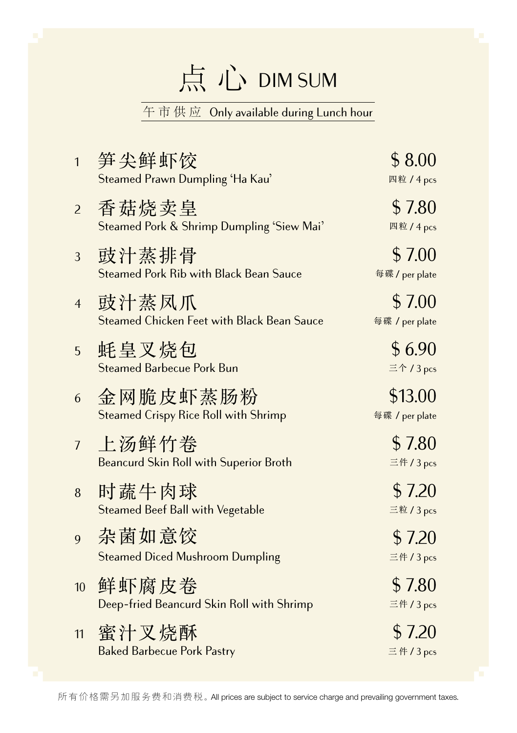# 点心 DIM SUM

午市供应 Only available during Lunch hour

| No. | Item | Price | Portion |
|---|---|---|---|
| 1 | 笋尖鲜虾饺<br>Steamed Prawn Dumpling 'Ha Kau' | $ 8.00 | 四粒 / 4 pcs |
| 2 | 香菇烧卖皇<br>Steamed Pork & Shrimp Dumpling 'Siew Mai' | $ 7.80 | 四粒 / 4 pcs |
| 3 | 豉汁蒸排骨<br>Steamed Pork Rib with Black Bean Sauce | $ 7.00 | 每碟 / per plate |
| 4 | 豉汁蒸凤爪<br>Steamed Chicken Feet with Black Bean Sauce | $ 7.00 | 每碟 / per plate |
| 5 | 蚝皇叉烧包<br>Steamed Barbecue Pork Bun | $ 6.90 | 三个 / 3 pcs |
| 6 | 金网脆皮虾蒸肠粉<br>Steamed Crispy Rice Roll with Shrimp | $13.00 | 每碟 / per plate |
| 7 | 上汤鲜竹卷<br>Beancurd Skin Roll with Superior Broth | $ 7.80 | 三件 / 3 pcs |
| 8 | 时蔬牛肉球<br>Steamed Beef Ball with Vegetable | $ 7.20 | 三粒 / 3 pcs |
| 9 | 杂菌如意饺<br>Steamed Diced Mushroom Dumpling | $ 7.20 | 三件 / 3 pcs |
| 10 | 鲜虾腐皮卷<br>Deep-fried Beancurd Skin Roll with Shrimp | $ 7.80 | 三件 / 3 pcs |
| 11 | 蜜汁叉烧酥<br>Baked Barbecue Pork Pastry | $ 7.20 | 三件 / 3 pcs |

所有价格需另加服务费和消费税。All prices are subject to service charge and prevailing government taxes.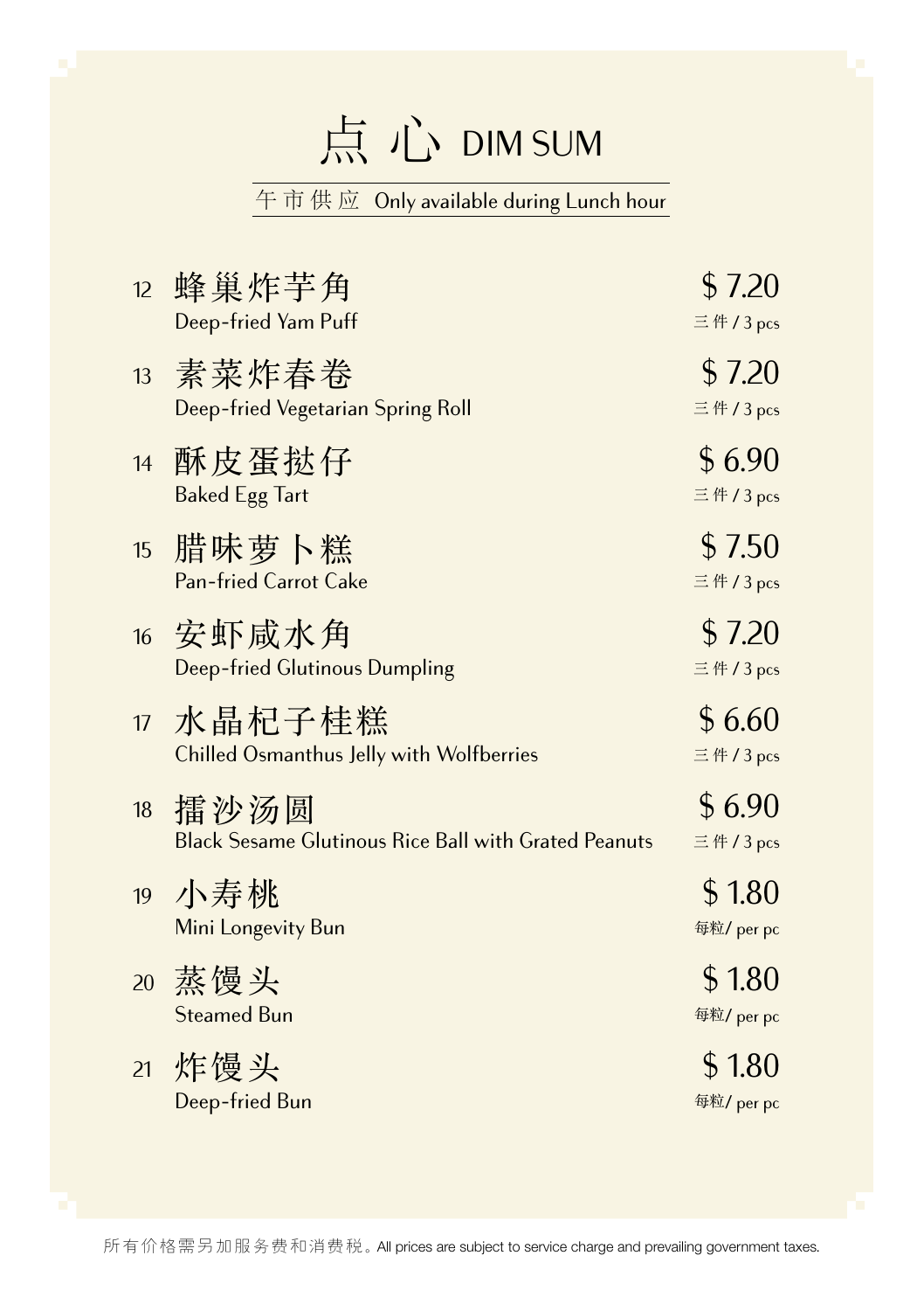# 点心 DIM SUM

午市供应 Only available during Lunch hour

| No. | Item | Price |
|---|---|---|
| 12 | 蜂巢炸芋角<br>Deep-fried Yam Puff | $ 7.20<br>三件 / 3 pcs |
| 13 | 素菜炸春卷<br>Deep-fried Vegetarian Spring Roll | $ 7.20<br>三件 / 3 pcs |
| 14 | 酥皮蛋挞仔<br>Baked Egg Tart | $ 6.90<br>三件 / 3 pcs |
| 15 | 腊味萝卜糕<br>Pan-fried Carrot Cake | $ 7.50<br>三件 / 3 pcs |
| 16 | 安虾咸水角<br>Deep-fried Glutinous Dumpling | $ 7.20<br>三件 / 3 pcs |
| 17 | 水晶杞子桂糕<br>Chilled Osmanthus Jelly with Wolfberries | $ 6.60<br>三件 / 3 pcs |
| 18 | 擂沙汤圆<br>Black Sesame Glutinous Rice Ball with Grated Peanuts | $ 6.90<br>三件 / 3 pcs |
| 19 | 小寿桃<br>Mini Longevity Bun | $ 1.80<br>每粒/ per pc |
| 20 | 蒸馒头<br>Steamed Bun | $ 1.80<br>每粒/ per pc |
| 21 | 炸馒头<br>Deep-fried Bun | $ 1.80<br>每粒/ per pc |

所有价格需另加服务费和消费税。All prices are subject to service charge and prevailing government taxes.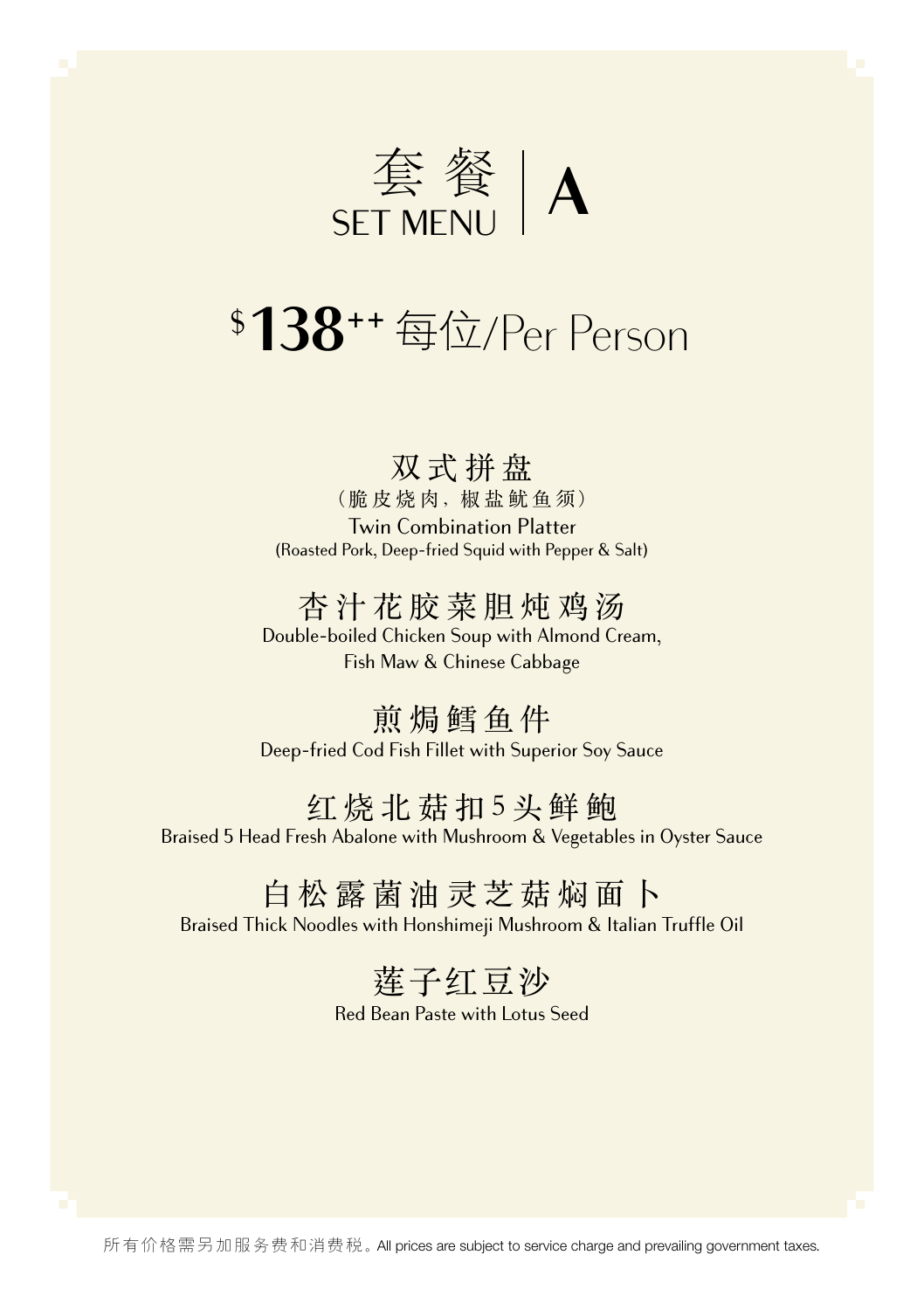# 套餐 SET MENU | A

## $138++ 每位/Per Person

### 双式拼盘
（脆皮烧肉，椒盐鱿鱼须）
Twin Combination Platter
(Roasted Pork, Deep-fried Squid with Pepper & Salt)

### 杏汁花胶菜胆炖鸡汤
Double-boiled Chicken Soup with Almond Cream,
Fish Maw & Chinese Cabbage

### 煎焗鳕鱼件
Deep-fried Cod Fish Fillet with Superior Soy Sauce

### 红烧北菇扣5头鲜鲍
Braised 5 Head Fresh Abalone with Mushroom & Vegetables in Oyster Sauce

### 白松露菌油灵芝菇焖面卜
Braised Thick Noodles with Honshimeji Mushroom & Italian Truffle Oil

### 莲子红豆沙
Red Bean Paste with Lotus Seed

所有价格需另加服务费和消费税。All prices are subject to service charge and prevailing government taxes.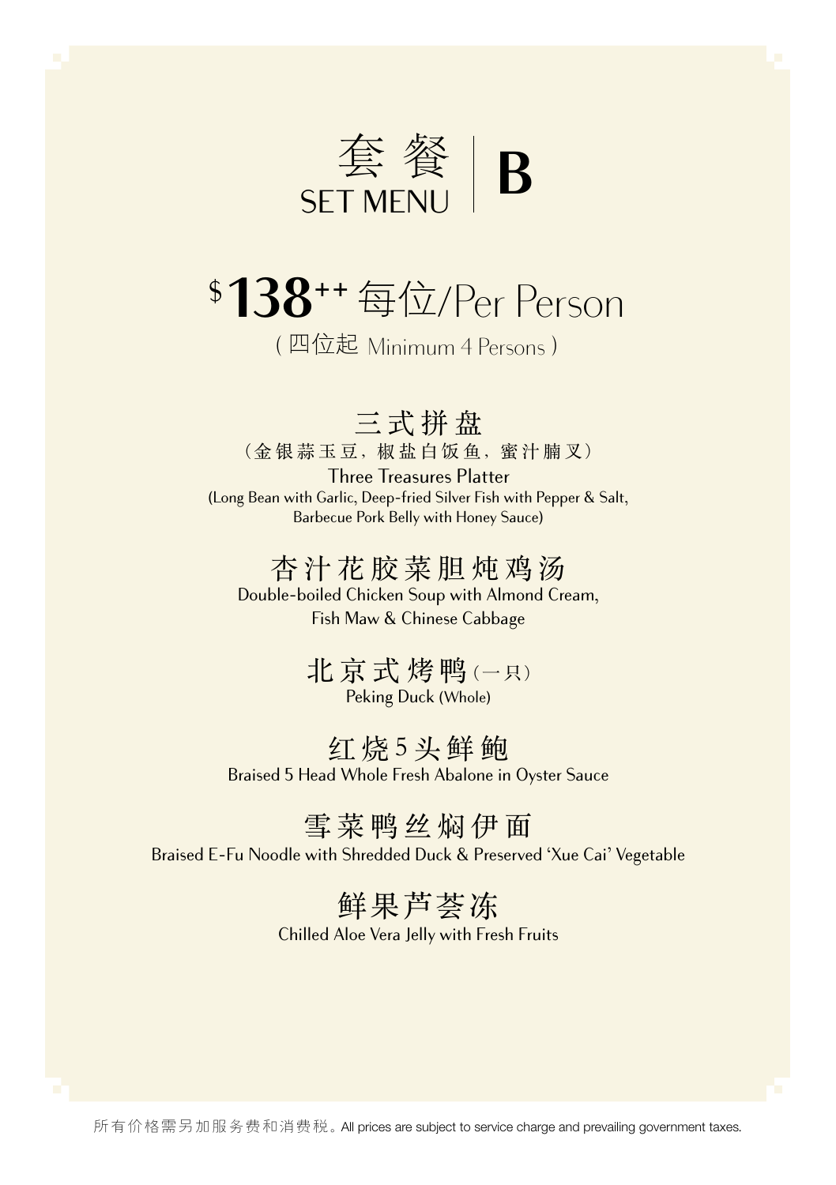# 套餐 SET MENU | B

## $138++ 每位/Per Person

（四位起 Minimum 4 Persons）

### 三式拼盘

（金银蒜玉豆，椒盐白饭鱼，蜜汁腩叉）

Three Treasures Platter

(Long Bean with Garlic, Deep-fried Silver Fish with Pepper & Salt, Barbecue Pork Belly with Honey Sauce)

### 杏汁花胶菜胆炖鸡汤

Double-boiled Chicken Soup with Almond Cream, Fish Maw & Chinese Cabbage

### 北京式烤鸭（一只）

Peking Duck (Whole)

### 红烧5头鲜鲍

Braised 5 Head Whole Fresh Abalone in Oyster Sauce

### 雪菜鸭丝焖伊面

Braised E-Fu Noodle with Shredded Duck & Preserved 'Xue Cai' Vegetable

### 鲜果芦荟冻

Chilled Aloe Vera Jelly with Fresh Fruits

所有价格需另加服务费和消费税。All prices are subject to service charge and prevailing government taxes.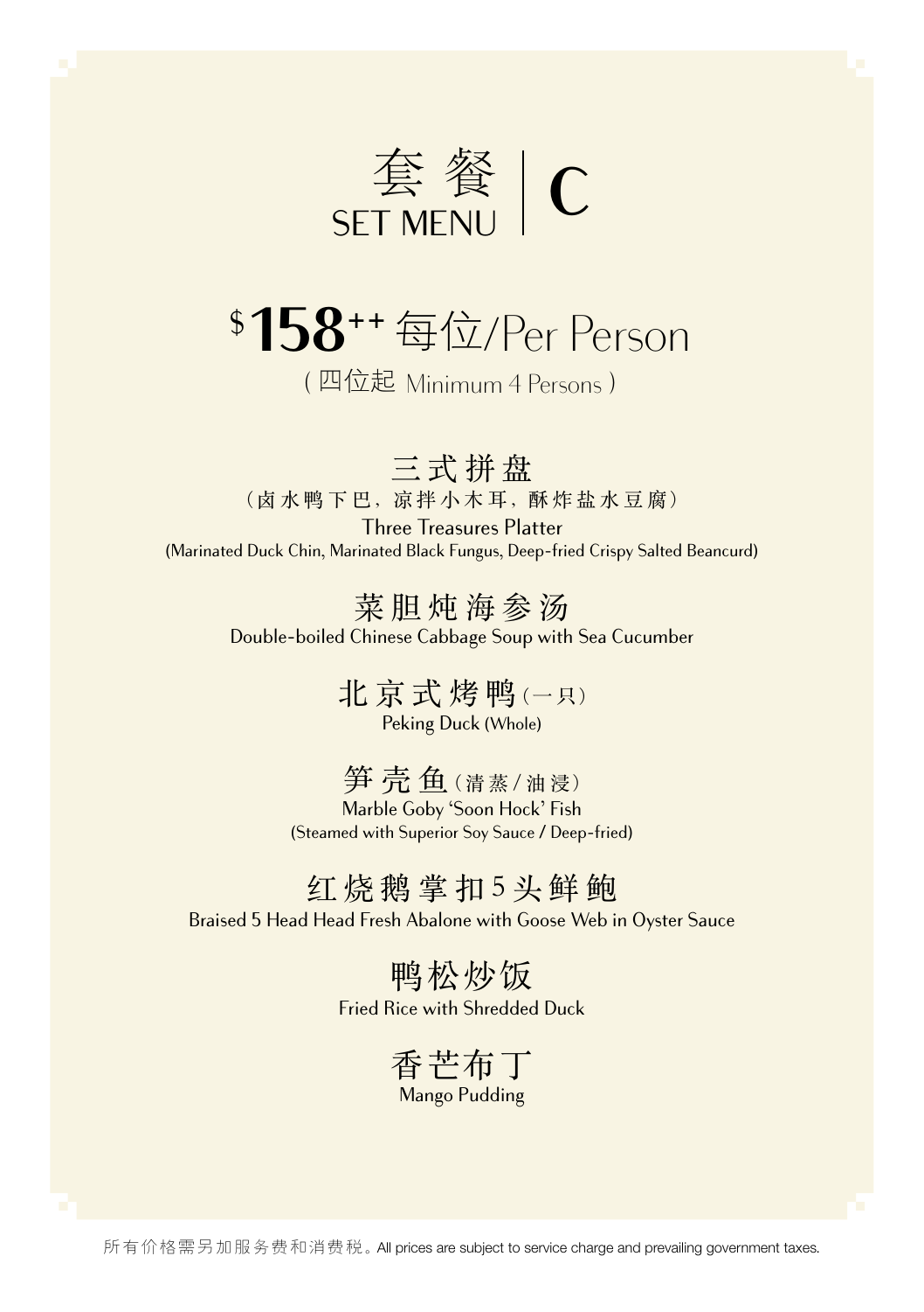# 套餐 SET MENU | C

## $158++ 每位/Per Person

（四位起 Minimum 4 Persons）

### 三式拼盘

（卤水鸭下巴，凉拌小木耳，酥炸盐水豆腐）

Three Treasures Platter

(Marinated Duck Chin, Marinated Black Fungus, Deep-fried Crispy Salted Beancurd)

### 菜胆炖海参汤

Double-boiled Chinese Cabbage Soup with Sea Cucumber

### 北京式烤鸭（一只）

Peking Duck (Whole)

### 笋壳鱼（清蒸 / 油浸）

Marble Goby 'Soon Hock' Fish

(Steamed with Superior Soy Sauce / Deep-fried)

### 红烧鹅掌扣5头鲜鲍

Braised 5 Head Head Fresh Abalone with Goose Web in Oyster Sauce

### 鸭松炒饭

Fried Rice with Shredded Duck

### 香芒布丁

Mango Pudding

所有价格需另加服务费和消费税。All prices are subject to service charge and prevailing government taxes.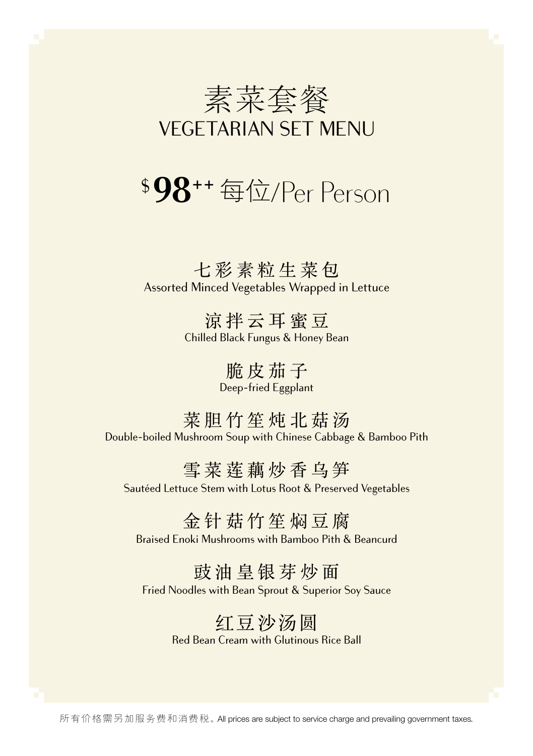# 素菜套餐
# VEGETARIAN SET MENU

## $98++ 每位/Per Person

七彩素粒生菜包
Assorted Minced Vegetables Wrapped in Lettuce

涼拌云耳蜜豆
Chilled Black Fungus & Honey Bean

脆皮茄子
Deep-fried Eggplant

菜胆竹笙炖北菇汤
Double-boiled Mushroom Soup with Chinese Cabbage & Bamboo Pith

雪菜莲藕炒香乌笋
Sautéed Lettuce Stem with Lotus Root & Preserved Vegetables

金针菇竹笙焖豆腐
Braised Enoki Mushrooms with Bamboo Pith & Beancurd

豉油皇银芽炒面
Fried Noodles with Bean Sprout & Superior Soy Sauce

红豆沙汤圆
Red Bean Cream with Glutinous Rice Ball

所有价格需另加服务费和消费税。All prices are subject to service charge and prevailing government taxes.